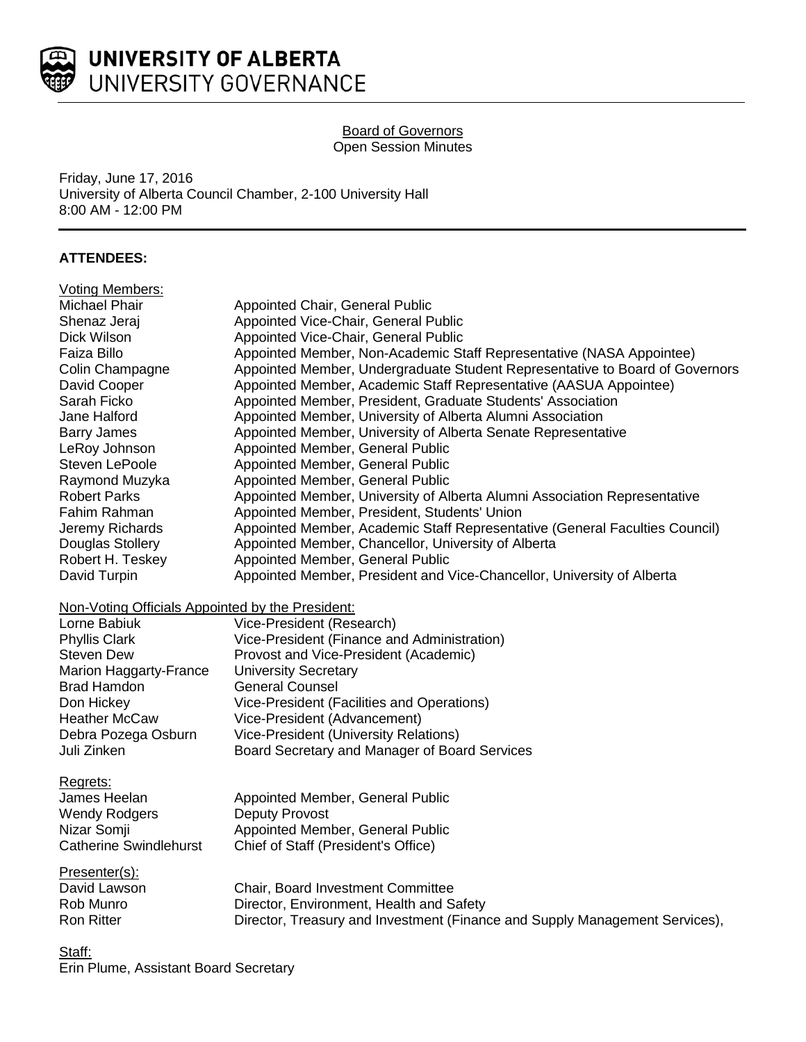**UNIVERSITY OF ALBERTA**
UNIVERSITY GOVERNANCE

# Board of Governors
Open Session Minutes

Friday, June 17, 2016
University of Alberta Council Chamber, 2-100 University Hall
8:00 AM - 12:00 PM

## ATTENDEES:

Voting Members:

| | |
|---|---|
| Michael Phair | Appointed Chair, General Public |
| Shenaz Jeraj | Appointed Vice-Chair, General Public |
| Dick Wilson | Appointed Vice-Chair, General Public |
| Faiza Billo | Appointed Member, Non-Academic Staff Representative (NASA Appointee) |
| Colin Champagne | Appointed Member, Undergraduate Student Representative to Board of Governors |
| David Cooper | Appointed Member, Academic Staff Representative (AASUA Appointee) |
| Sarah Ficko | Appointed Member, President, Graduate Students' Association |
| Jane Halford | Appointed Member, University of Alberta Alumni Association |
| Barry James | Appointed Member, University of Alberta Senate Representative |
| LeRoy Johnson | Appointed Member, General Public |
| Steven LePoole | Appointed Member, General Public |
| Raymond Muzyka | Appointed Member, General Public |
| Robert Parks | Appointed Member, University of Alberta Alumni Association Representative |
| Fahim Rahman | Appointed Member, President, Students' Union |
| Jeremy Richards | Appointed Member, Academic Staff Representative (General Faculties Council) |
| Douglas Stollery | Appointed Member, Chancellor, University of Alberta |
| Robert H. Teskey | Appointed Member, General Public |
| David Turpin | Appointed Member, President and Vice-Chancellor, University of Alberta |

Non-Voting Officials Appointed by the President:

| | |
|---|---|
| Lorne Babiuk | Vice-President (Research) |
| Phyllis Clark | Vice-President (Finance and Administration) |
| Steven Dew | Provost and Vice-President (Academic) |
| Marion Haggarty-France | University Secretary |
| Brad Hamdon | General Counsel |
| Don Hickey | Vice-President (Facilities and Operations) |
| Heather McCaw | Vice-President (Advancement) |
| Debra Pozega Osburn | Vice-President (University Relations) |
| Juli Zinken | Board Secretary and Manager of Board Services |

Regrets:

| | |
|---|---|
| James Heelan | Appointed Member, General Public |
| Wendy Rodgers | Deputy Provost |
| Nizar Somji | Appointed Member, General Public |
| Catherine Swindlehurst | Chief of Staff (President's Office) |

Presenter(s):

| | |
|---|---|
| David Lawson | Chair, Board Investment Committee |
| Rob Munro | Director, Environment, Health and Safety |
| Ron Ritter | Director, Treasury and Investment (Finance and Supply Management Services), |

Staff:
Erin Plume, Assistant Board Secretary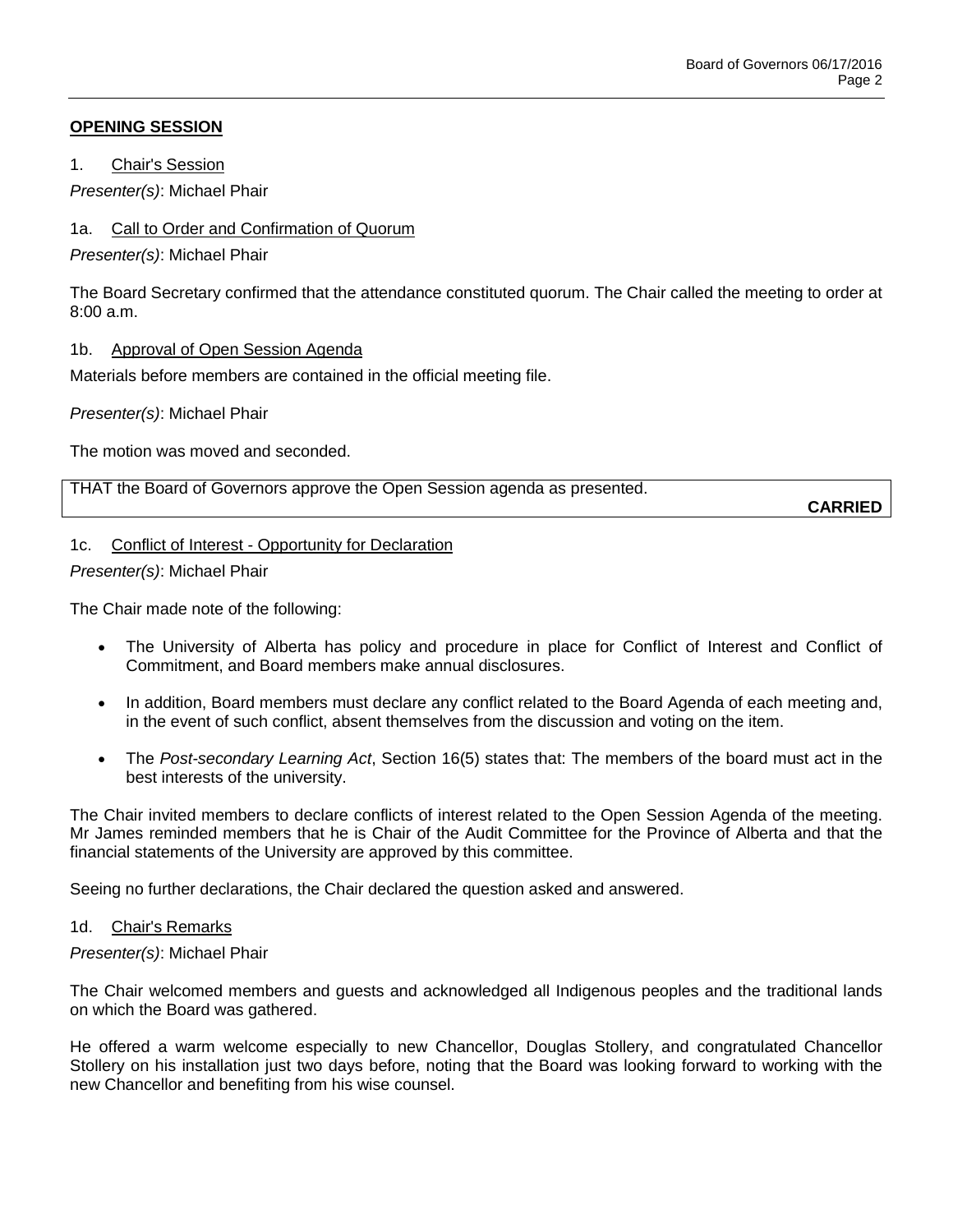## OPENING SESSION

1. Chair's Session

*Presenter(s)*: Michael Phair

1a. Call to Order and Confirmation of Quorum

*Presenter(s)*: Michael Phair

The Board Secretary confirmed that the attendance constituted quorum. The Chair called the meeting to order at 8:00 a.m.

1b. Approval of Open Session Agenda

Materials before members are contained in the official meeting file.

*Presenter(s)*: Michael Phair

The motion was moved and seconded.

THAT the Board of Governors approve the Open Session agenda as presented.

**CARRIED**

1c. Conflict of Interest - Opportunity for Declaration

*Presenter(s)*: Michael Phair

The Chair made note of the following:

- The University of Alberta has policy and procedure in place for Conflict of Interest and Conflict of Commitment, and Board members make annual disclosures.
- In addition, Board members must declare any conflict related to the Board Agenda of each meeting and, in the event of such conflict, absent themselves from the discussion and voting on the item.
- The *Post-secondary Learning Act*, Section 16(5) states that: The members of the board must act in the best interests of the university.

The Chair invited members to declare conflicts of interest related to the Open Session Agenda of the meeting. Mr James reminded members that he is Chair of the Audit Committee for the Province of Alberta and that the financial statements of the University are approved by this committee.

Seeing no further declarations, the Chair declared the question asked and answered.

1d. Chair's Remarks

*Presenter(s)*: Michael Phair

The Chair welcomed members and guests and acknowledged all Indigenous peoples and the traditional lands on which the Board was gathered.

He offered a warm welcome especially to new Chancellor, Douglas Stollery, and congratulated Chancellor Stollery on his installation just two days before, noting that the Board was looking forward to working with the new Chancellor and benefiting from his wise counsel.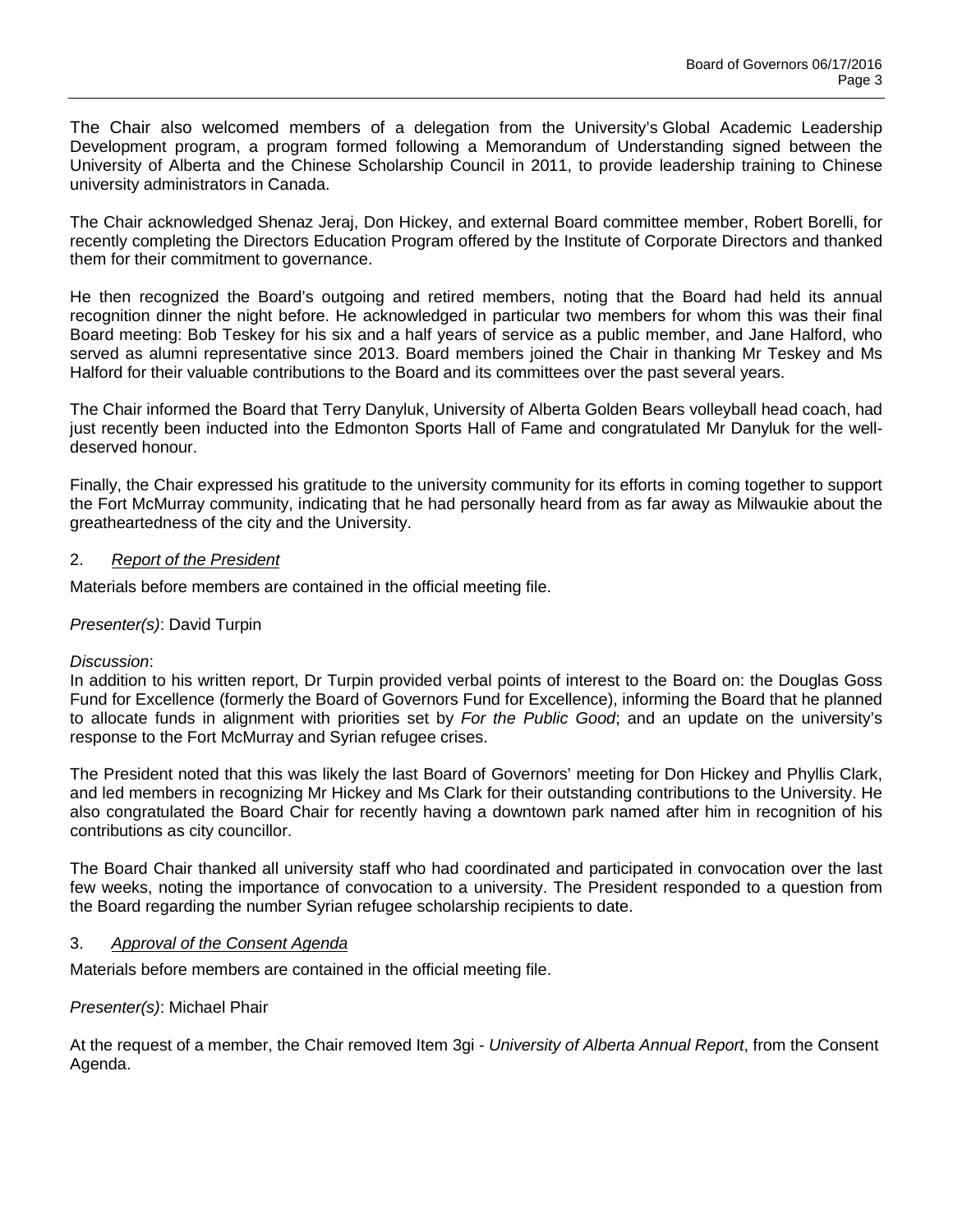The Chair also welcomed members of a delegation from the University's Global Academic Leadership Development program, a program formed following a Memorandum of Understanding signed between the University of Alberta and the Chinese Scholarship Council in 2011, to provide leadership training to Chinese university administrators in Canada.

The Chair acknowledged Shenaz Jeraj, Don Hickey, and external Board committee member, Robert Borelli, for recently completing the Directors Education Program offered by the Institute of Corporate Directors and thanked them for their commitment to governance.

He then recognized the Board's outgoing and retired members, noting that the Board had held its annual recognition dinner the night before. He acknowledged in particular two members for whom this was their final Board meeting: Bob Teskey for his six and a half years of service as a public member, and Jane Halford, who served as alumni representative since 2013. Board members joined the Chair in thanking Mr Teskey and Ms Halford for their valuable contributions to the Board and its committees over the past several years.

The Chair informed the Board that Terry Danyluk, University of Alberta Golden Bears volleyball head coach, had just recently been inducted into the Edmonton Sports Hall of Fame and congratulated Mr Danyluk for the well-deserved honour.

Finally, the Chair expressed his gratitude to the university community for its efforts in coming together to support the Fort McMurray community, indicating that he had personally heard from as far away as Milwaukie about the greatheartedness of the city and the University.

2. *Report of the President*

Materials before members are contained in the official meeting file.

*Presenter(s)*: David Turpin

*Discussion*:
In addition to his written report, Dr Turpin provided verbal points of interest to the Board on: the Douglas Goss Fund for Excellence (formerly the Board of Governors Fund for Excellence), informing the Board that he planned to allocate funds in alignment with priorities set by *For the Public Good*; and an update on the university's response to the Fort McMurray and Syrian refugee crises.

The President noted that this was likely the last Board of Governors' meeting for Don Hickey and Phyllis Clark, and led members in recognizing Mr Hickey and Ms Clark for their outstanding contributions to the University. He also congratulated the Board Chair for recently having a downtown park named after him in recognition of his contributions as city councillor.

The Board Chair thanked all university staff who had coordinated and participated in convocation over the last few weeks, noting the importance of convocation to a university. The President responded to a question from the Board regarding the number Syrian refugee scholarship recipients to date.

3. *Approval of the Consent Agenda*

Materials before members are contained in the official meeting file.

*Presenter(s)*: Michael Phair

At the request of a member, the Chair removed Item 3gi - *University of Alberta Annual Report*, from the Consent Agenda.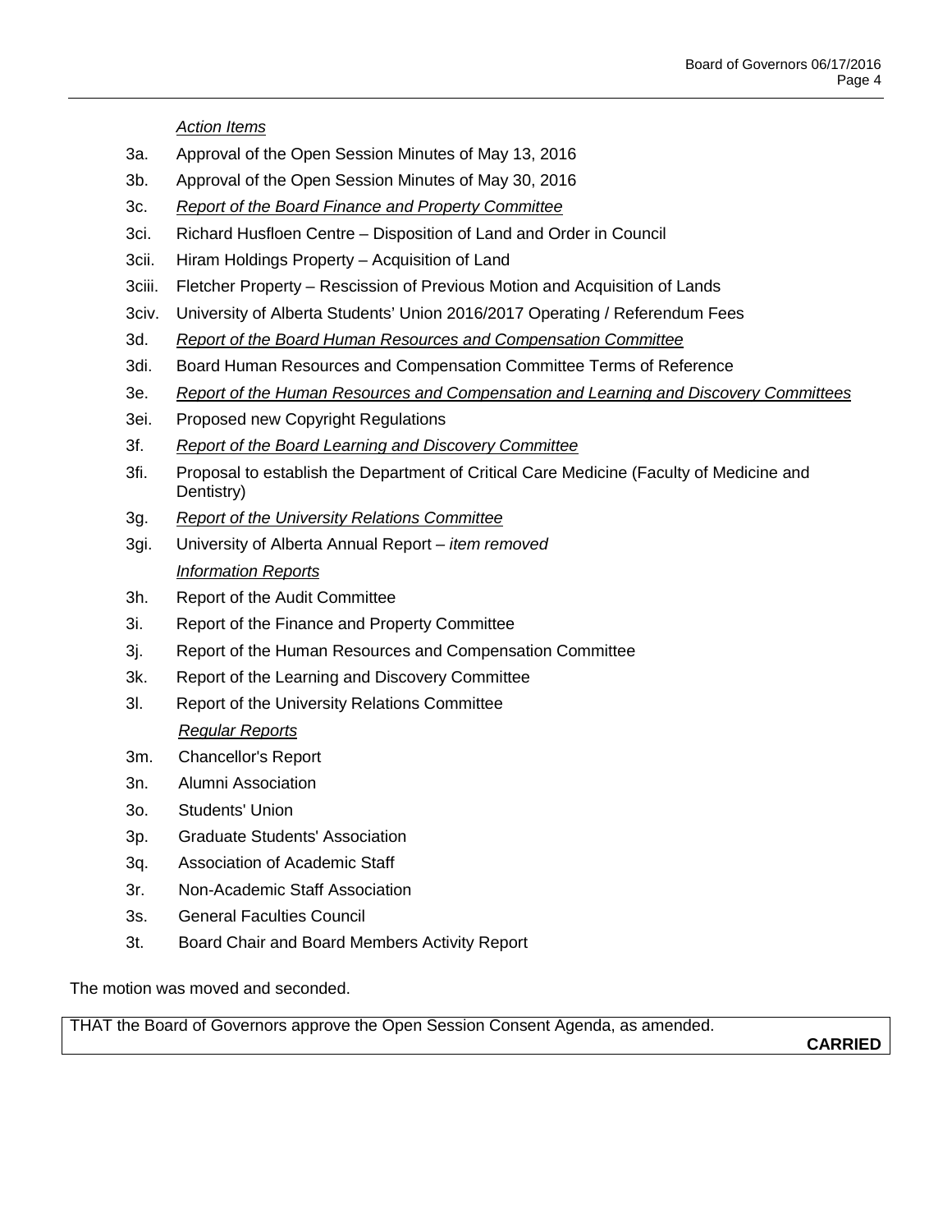*Action Items*

3a. Approval of the Open Session Minutes of May 13, 2016

3b. Approval of the Open Session Minutes of May 30, 2016

3c. *Report of the Board Finance and Property Committee*

3ci. Richard Husfloen Centre – Disposition of Land and Order in Council

3cii. Hiram Holdings Property – Acquisition of Land

3ciii. Fletcher Property – Rescission of Previous Motion and Acquisition of Lands

3civ. University of Alberta Students' Union 2016/2017 Operating / Referendum Fees

3d. *Report of the Board Human Resources and Compensation Committee*

3di. Board Human Resources and Compensation Committee Terms of Reference

3e. *Report of the Human Resources and Compensation and Learning and Discovery Committees*

3ei. Proposed new Copyright Regulations

3f. *Report of the Board Learning and Discovery Committee*

3fi. Proposal to establish the Department of Critical Care Medicine (Faculty of Medicine and Dentistry)

3g. *Report of the University Relations Committee*

3gi. University of Alberta Annual Report – *item removed*

*Information Reports*

3h. Report of the Audit Committee

3i. Report of the Finance and Property Committee

3j. Report of the Human Resources and Compensation Committee

3k. Report of the Learning and Discovery Committee

3l. Report of the University Relations Committee

*Regular Reports*

3m. Chancellor's Report

3n. Alumni Association

3o. Students' Union

3p. Graduate Students' Association

3q. Association of Academic Staff

3r. Non-Academic Staff Association

3s. General Faculties Council

3t. Board Chair and Board Members Activity Report

The motion was moved and seconded.

THAT the Board of Governors approve the Open Session Consent Agenda, as amended.

**CARRIED**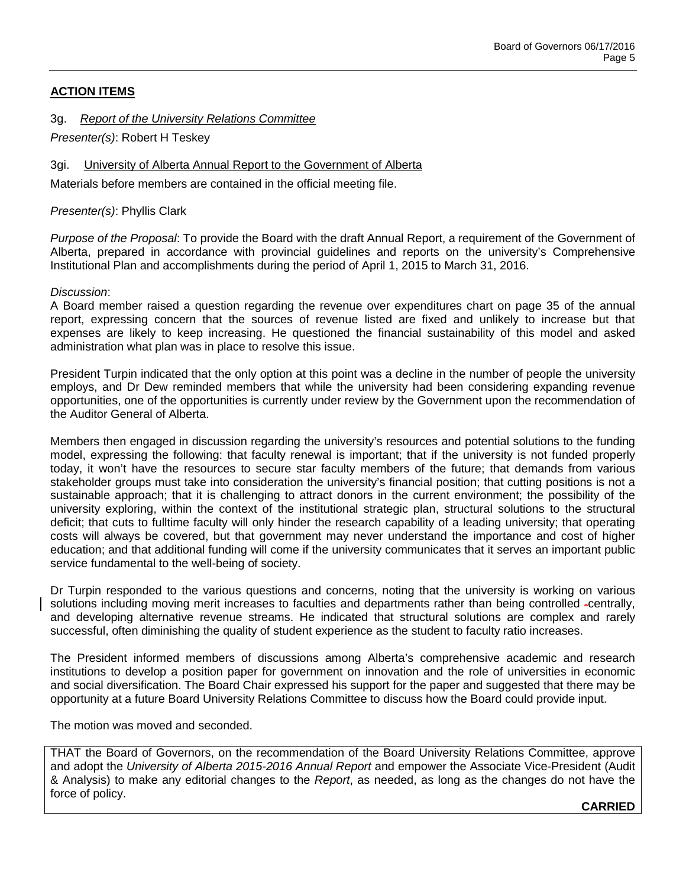## ACTION ITEMS

3g. *Report of the University Relations Committee*

*Presenter(s)*: Robert H Teskey

3gi. University of Alberta Annual Report to the Government of Alberta

Materials before members are contained in the official meeting file.

*Presenter(s)*: Phyllis Clark

*Purpose of the Proposal*: To provide the Board with the draft Annual Report, a requirement of the Government of Alberta, prepared in accordance with provincial guidelines and reports on the university's Comprehensive Institutional Plan and accomplishments during the period of April 1, 2015 to March 31, 2016.

*Discussion*:
A Board member raised a question regarding the revenue over expenditures chart on page 35 of the annual report, expressing concern that the sources of revenue listed are fixed and unlikely to increase but that expenses are likely to keep increasing. He questioned the financial sustainability of this model and asked administration what plan was in place to resolve this issue.

President Turpin indicated that the only option at this point was a decline in the number of people the university employs, and Dr Dew reminded members that while the university had been considering expanding revenue opportunities, one of the opportunities is currently under review by the Government upon the recommendation of the Auditor General of Alberta.

Members then engaged in discussion regarding the university's resources and potential solutions to the funding model, expressing the following: that faculty renewal is important; that if the university is not funded properly today, it won't have the resources to secure star faculty members of the future; that demands from various stakeholder groups must take into consideration the university's financial position; that cutting positions is not a sustainable approach; that it is challenging to attract donors in the current environment; the possibility of the university exploring, within the context of the institutional strategic plan, structural solutions to the structural deficit; that cuts to fulltime faculty will only hinder the research capability of a leading university; that operating costs will always be covered, but that government may never understand the importance and cost of higher education; and that additional funding will come if the university communicates that it serves an important public service fundamental to the well-being of society.

Dr Turpin responded to the various questions and concerns, noting that the university is working on various solutions including moving merit increases to faculties and departments rather than being controlled centrally, and developing alternative revenue streams. He indicated that structural solutions are complex and rarely successful, often diminishing the quality of student experience as the student to faculty ratio increases.

The President informed members of discussions among Alberta's comprehensive academic and research institutions to develop a position paper for government on innovation and the role of universities in economic and social diversification. The Board Chair expressed his support for the paper and suggested that there may be opportunity at a future Board University Relations Committee to discuss how the Board could provide input.

The motion was moved and seconded.

THAT the Board of Governors, on the recommendation of the Board University Relations Committee, approve and adopt the *University of Alberta 2015-2016 Annual Report* and empower the Associate Vice-President (Audit & Analysis) to make any editorial changes to the *Report*, as needed, as long as the changes do not have the force of policy.

**CARRIED**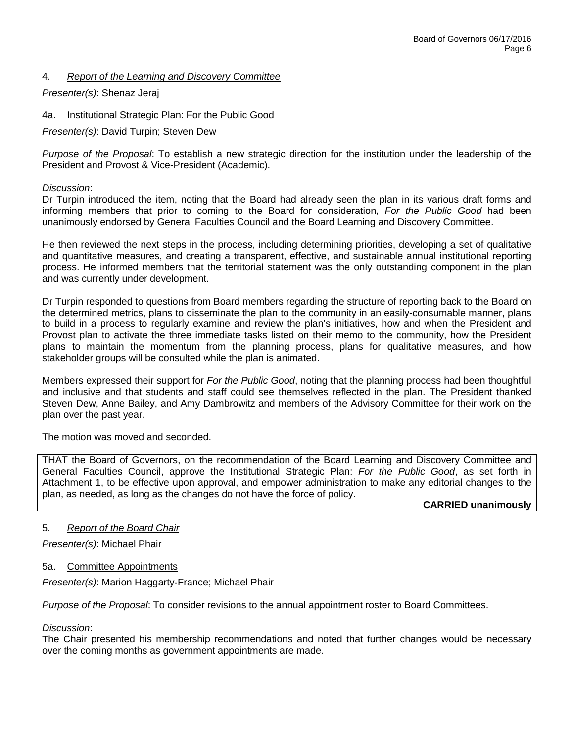4. *Report of the Learning and Discovery Committee*

*Presenter(s)*: Shenaz Jeraj

4a. Institutional Strategic Plan: For the Public Good

*Presenter(s)*: David Turpin; Steven Dew

*Purpose of the Proposal*: To establish a new strategic direction for the institution under the leadership of the President and Provost & Vice-President (Academic).

*Discussion*:

Dr Turpin introduced the item, noting that the Board had already seen the plan in its various draft forms and informing members that prior to coming to the Board for consideration, *For the Public Good* had been unanimously endorsed by General Faculties Council and the Board Learning and Discovery Committee.

He then reviewed the next steps in the process, including determining priorities, developing a set of qualitative and quantitative measures, and creating a transparent, effective, and sustainable annual institutional reporting process. He informed members that the territorial statement was the only outstanding component in the plan and was currently under development.

Dr Turpin responded to questions from Board members regarding the structure of reporting back to the Board on the determined metrics, plans to disseminate the plan to the community in an easily-consumable manner, plans to build in a process to regularly examine and review the plan's initiatives, how and when the President and Provost plan to activate the three immediate tasks listed on their memo to the community, how the President plans to maintain the momentum from the planning process, plans for qualitative measures, and how stakeholder groups will be consulted while the plan is animated.

Members expressed their support for *For the Public Good*, noting that the planning process had been thoughtful and inclusive and that students and staff could see themselves reflected in the plan. The President thanked Steven Dew, Anne Bailey, and Amy Dambrowitz and members of the Advisory Committee for their work on the plan over the past year.

The motion was moved and seconded.

THAT the Board of Governors, on the recommendation of the Board Learning and Discovery Committee and General Faculties Council, approve the Institutional Strategic Plan: *For the Public Good*, as set forth in Attachment 1, to be effective upon approval, and empower administration to make any editorial changes to the plan, as needed, as long as the changes do not have the force of policy.

**CARRIED unanimously**

5. *Report of the Board Chair*

*Presenter(s)*: Michael Phair

5a. Committee Appointments

*Presenter(s)*: Marion Haggarty-France; Michael Phair

*Purpose of the Proposal*: To consider revisions to the annual appointment roster to Board Committees.

*Discussion*:

The Chair presented his membership recommendations and noted that further changes would be necessary over the coming months as government appointments are made.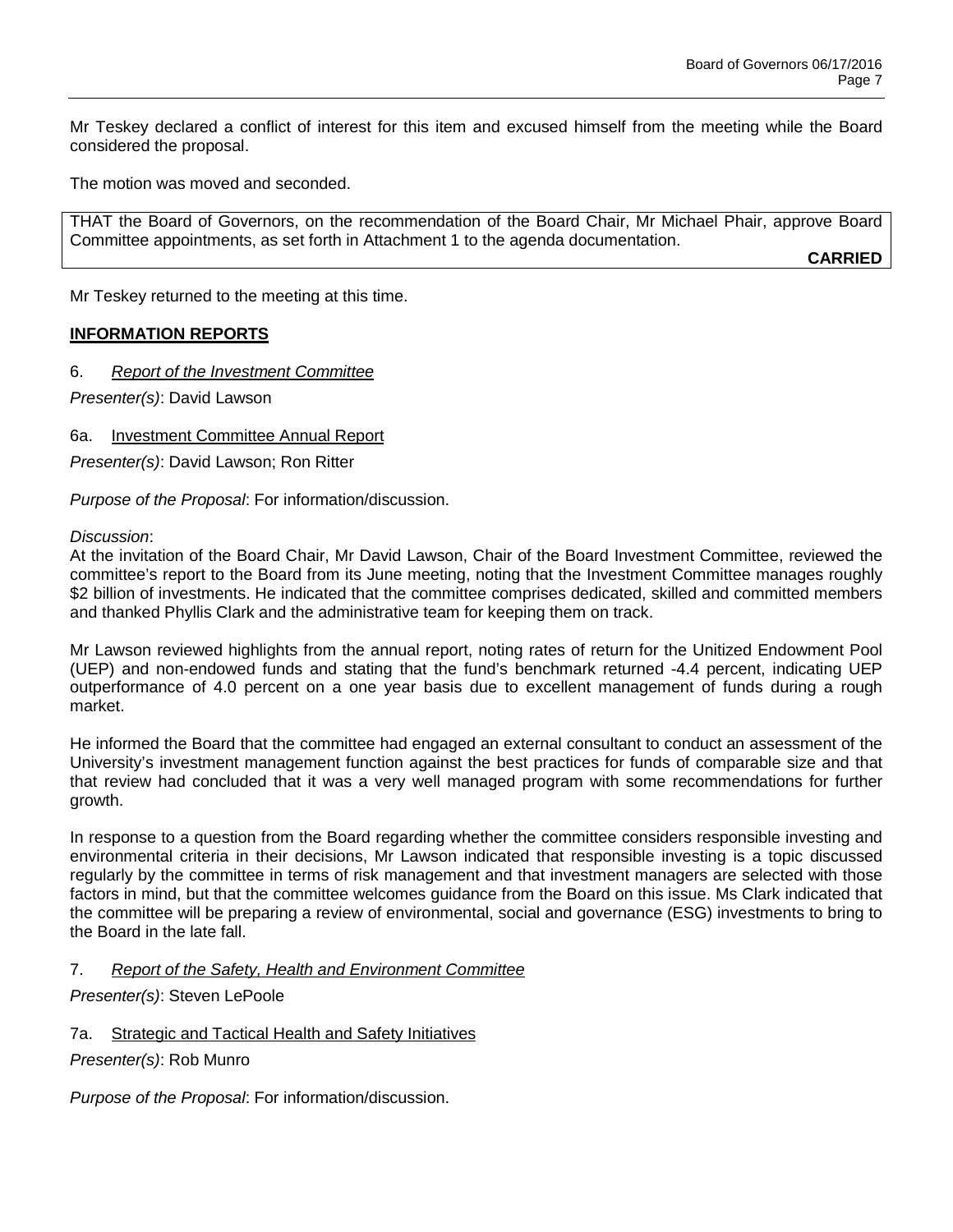Mr Teskey declared a conflict of interest for this item and excused himself from the meeting while the Board considered the proposal.

The motion was moved and seconded.

> THAT the Board of Governors, on the recommendation of the Board Chair, Mr Michael Phair, approve Board Committee appointments, as set forth in Attachment 1 to the agenda documentation.
>
> **CARRIED**

Mr Teskey returned to the meeting at this time.

## **INFORMATION REPORTS**

6. *Report of the Investment Committee*

*Presenter(s)*: David Lawson

6a. Investment Committee Annual Report

*Presenter(s)*: David Lawson; Ron Ritter

*Purpose of the Proposal*: For information/discussion.

*Discussion*:
At the invitation of the Board Chair, Mr David Lawson, Chair of the Board Investment Committee, reviewed the committee's report to the Board from its June meeting, noting that the Investment Committee manages roughly $2 billion of investments. He indicated that the committee comprises dedicated, skilled and committed members and thanked Phyllis Clark and the administrative team for keeping them on track.

Mr Lawson reviewed highlights from the annual report, noting rates of return for the Unitized Endowment Pool (UEP) and non-endowed funds and stating that the fund's benchmark returned -4.4 percent, indicating UEP outperformance of 4.0 percent on a one year basis due to excellent management of funds during a rough market.

He informed the Board that the committee had engaged an external consultant to conduct an assessment of the University's investment management function against the best practices for funds of comparable size and that that review had concluded that it was a very well managed program with some recommendations for further growth.

In response to a question from the Board regarding whether the committee considers responsible investing and environmental criteria in their decisions, Mr Lawson indicated that responsible investing is a topic discussed regularly by the committee in terms of risk management and that investment managers are selected with those factors in mind, but that the committee welcomes guidance from the Board on this issue. Ms Clark indicated that the committee will be preparing a review of environmental, social and governance (ESG) investments to bring to the Board in the late fall.

7. *Report of the Safety, Health and Environment Committee*

*Presenter(s)*: Steven LePoole

7a. Strategic and Tactical Health and Safety Initiatives

*Presenter(s)*: Rob Munro

*Purpose of the Proposal*: For information/discussion.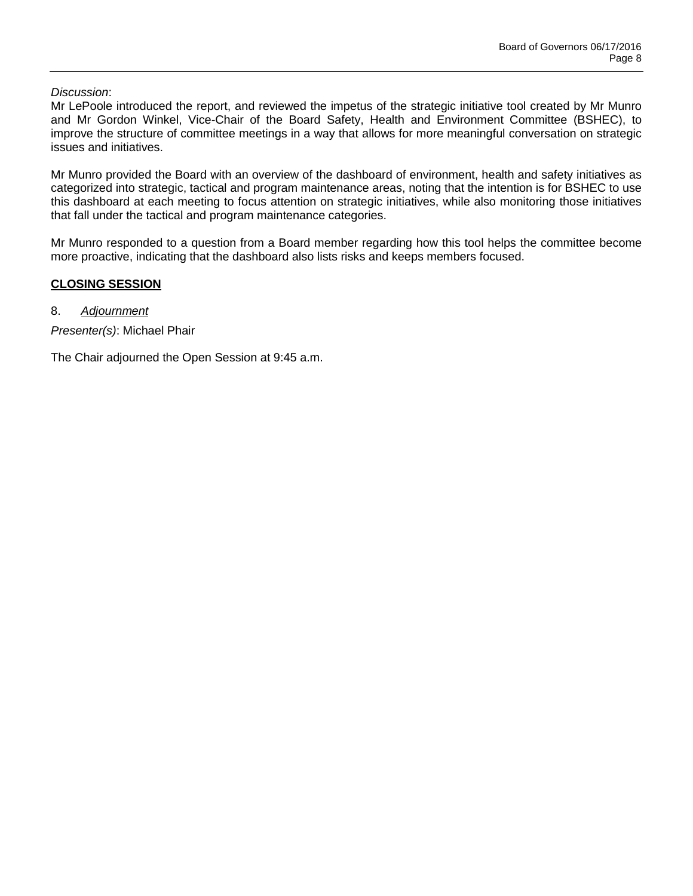*Discussion*:
Mr LePoole introduced the report, and reviewed the impetus of the strategic initiative tool created by Mr Munro and Mr Gordon Winkel, Vice-Chair of the Board Safety, Health and Environment Committee (BSHEC), to improve the structure of committee meetings in a way that allows for more meaningful conversation on strategic issues and initiatives.

Mr Munro provided the Board with an overview of the dashboard of environment, health and safety initiatives as categorized into strategic, tactical and program maintenance areas, noting that the intention is for BSHEC to use this dashboard at each meeting to focus attention on strategic initiatives, while also monitoring those initiatives that fall under the tactical and program maintenance categories.

Mr Munro responded to a question from a Board member regarding how this tool helps the committee become more proactive, indicating that the dashboard also lists risks and keeps members focused.

## CLOSING SESSION

8. *Adjournment*

*Presenter(s)*: Michael Phair

The Chair adjourned the Open Session at 9:45 a.m.